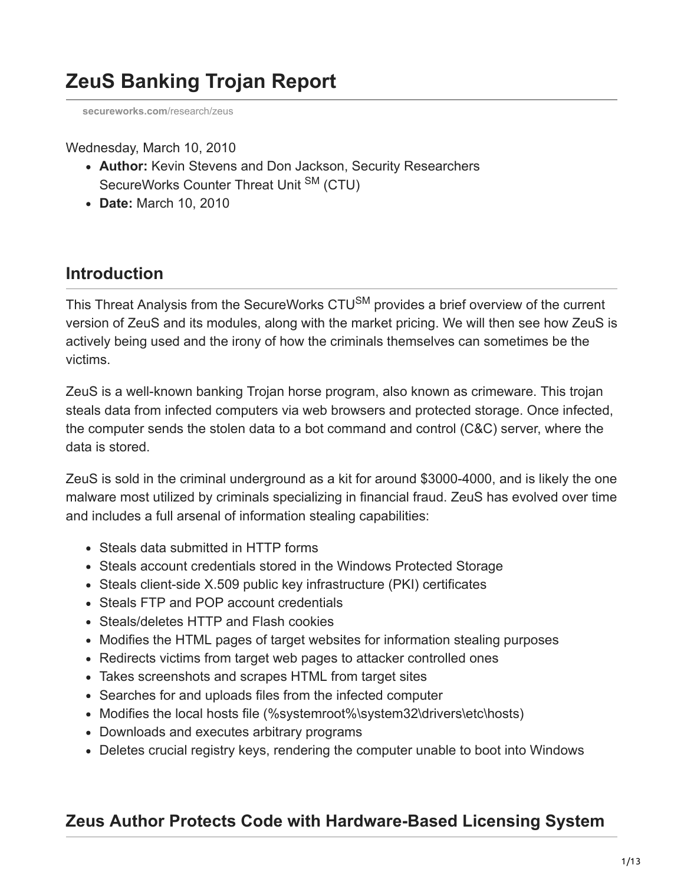# ZeuS Banking Trojan Report

**secureworks.com**/research/zeus

Wednesday, March 10, 2010

- **Author:** Kevin Stevens and Don Jackson, Security Researchers SecureWorks Counter Threat Unit SM (CTU)
- **Date:** March 10, 2010

## Introduction

This Threat Analysis from the SecureWorks CTUSM provides a brief overview of the current version of ZeuS and its modules, along with the market pricing. We will then see how ZeuS is actively being used and the irony of how the criminals themselves can sometimes be the victims.

ZeuS is a well-known banking Trojan horse program, also known as crimeware. This trojan steals data from infected computers via web browsers and protected storage. Once infected, the computer sends the stolen data to a bot command and control (C&C) server, where the data is stored.

ZeuS is sold in the criminal underground as a kit for around $3000-4000, and is likely the one malware most utilized by criminals specializing in financial fraud. ZeuS has evolved over time and includes a full arsenal of information stealing capabilities:

- Steals data submitted in HTTP forms
- Steals account credentials stored in the Windows Protected Storage
- Steals client-side X.509 public key infrastructure (PKI) certificates
- Steals FTP and POP account credentials
- Steals/deletes HTTP and Flash cookies
- Modifies the HTML pages of target websites for information stealing purposes
- Redirects victims from target web pages to attacker controlled ones
- Takes screenshots and scrapes HTML from target sites
- Searches for and uploads files from the infected computer
- Modifies the local hosts file (%systemroot%\system32\drivers\etc\hosts)
- Downloads and executes arbitrary programs
- Deletes crucial registry keys, rendering the computer unable to boot into Windows

## Zeus Author Protects Code with Hardware-Based Licensing System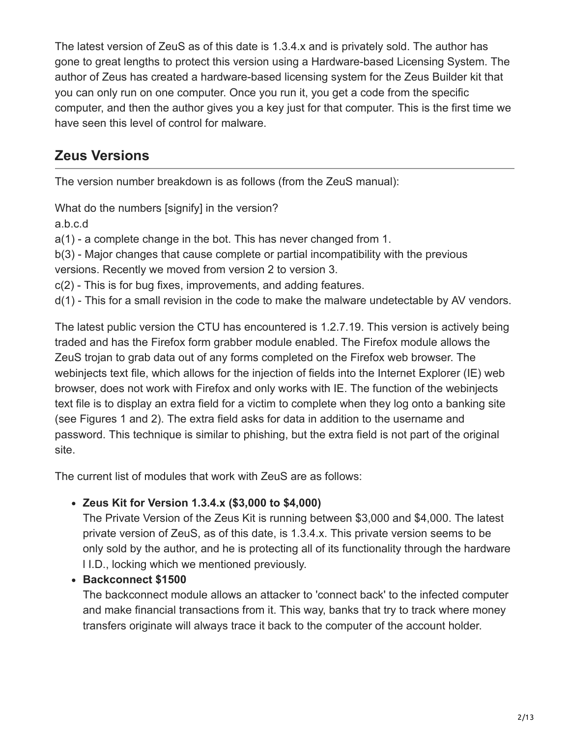The latest version of ZeuS as of this date is 1.3.4.x and is privately sold. The author has gone to great lengths to protect this version using a Hardware-based Licensing System. The author of Zeus has created a hardware-based licensing system for the Zeus Builder kit that you can only run on one computer. Once you run it, you get a code from the specific computer, and then the author gives you a key just for that computer. This is the first time we have seen this level of control for malware.

## Zeus Versions

The version number breakdown is as follows (from the ZeuS manual):

What do the numbers [signify] in the version?
a.b.c.d
a(1) - a complete change in the bot. This has never changed from 1.
b(3) - Major changes that cause complete or partial incompatibility with the previous versions. Recently we moved from version 2 to version 3.
c(2) - This is for bug fixes, improvements, and adding features.
d(1) - This for a small revision in the code to make the malware undetectable by AV vendors.

The latest public version the CTU has encountered is 1.2.7.19. This version is actively being traded and has the Firefox form grabber module enabled. The Firefox module allows the ZeuS trojan to grab data out of any forms completed on the Firefox web browser. The webinjects text file, which allows for the injection of fields into the Internet Explorer (IE) web browser, does not work with Firefox and only works with IE. The function of the webinjects text file is to display an extra field for a victim to complete when they log onto a banking site (see Figures 1 and 2). The extra field asks for data in addition to the username and password. This technique is similar to phishing, but the extra field is not part of the original site.

The current list of modules that work with ZeuS are as follows:

- **Zeus Kit for Version 1.3.4.x ($3,000 to $4,000)**
  The Private Version of the Zeus Kit is running between $3,000 and $4,000. The latest private version of ZeuS, as of this date, is 1.3.4.x. This private version seems to be only sold by the author, and he is protecting all of its functionality through the hardware I I.D., locking which we mentioned previously.
- **Backconnect $1500**
  The backconnect module allows an attacker to 'connect back' to the infected computer and make financial transactions from it. This way, banks that try to track where money transfers originate will always trace it back to the computer of the account holder.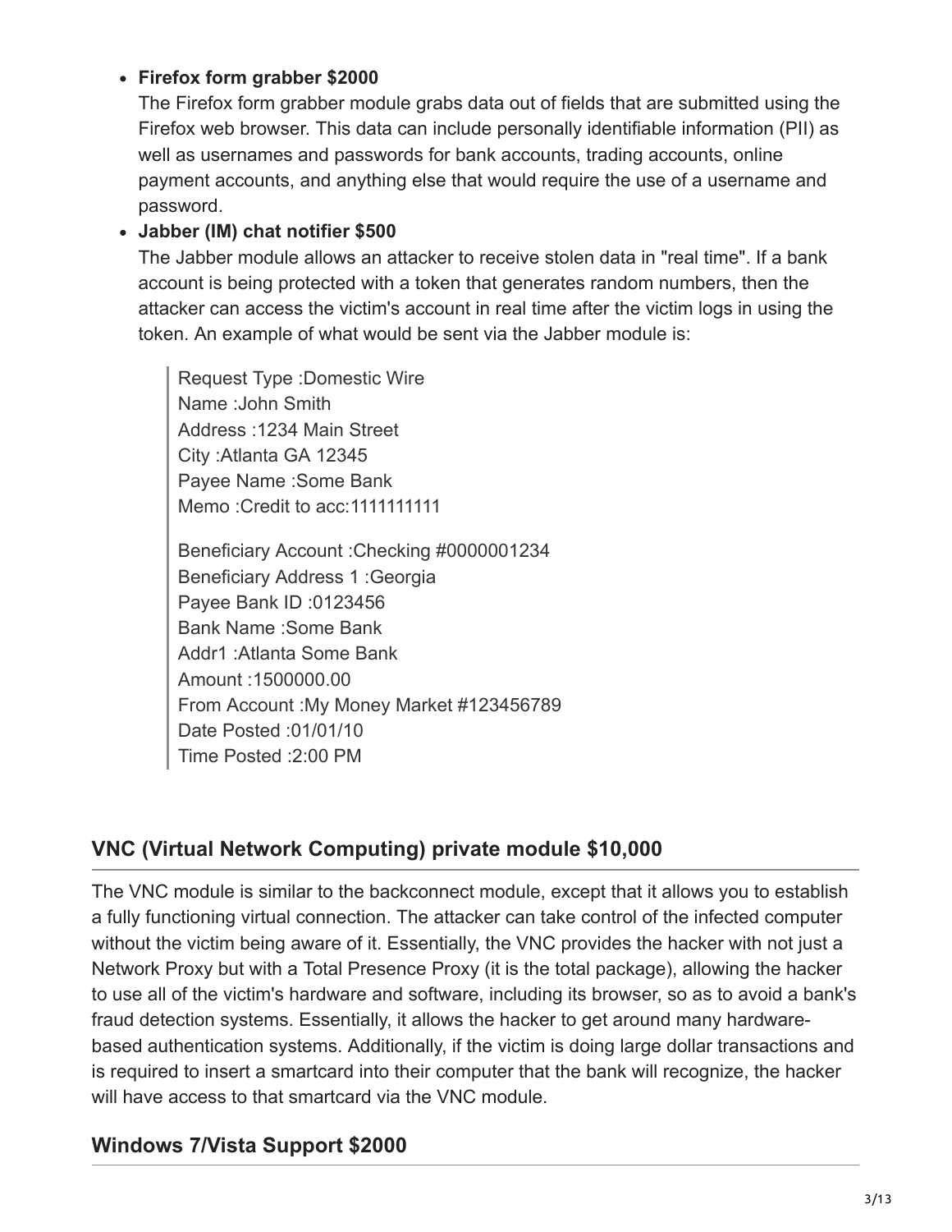- **Firefox form grabber $2000**
  The Firefox form grabber module grabs data out of fields that are submitted using the Firefox web browser. This data can include personally identifiable information (PII) as well as usernames and passwords for bank accounts, trading accounts, online payment accounts, and anything else that would require the use of a username and password.
- **Jabber (IM) chat notifier $500**
  The Jabber module allows an attacker to receive stolen data in "real time". If a bank account is being protected with a token that generates random numbers, then the attacker can access the victim's account in real time after the victim logs in using the token. An example of what would be sent via the Jabber module is:

  > Request Type :Domestic Wire
  > Name :John Smith
  > Address :1234 Main Street
  > City :Atlanta GA 12345
  > Payee Name :Some Bank
  > Memo :Credit to acc:1111111111
  >
  > Beneficiary Account :Checking #0000001234
  > Beneficiary Address 1 :Georgia
  > Payee Bank ID :0123456
  > Bank Name :Some Bank
  > Addr1 :Atlanta Some Bank
  > Amount :1500000.00
  > From Account :My Money Market #123456789
  > Date Posted :01/01/10
  > Time Posted :2:00 PM

## VNC (Virtual Network Computing) private module $10,000

The VNC module is similar to the backconnect module, except that it allows you to establish a fully functioning virtual connection. The attacker can take control of the infected computer without the victim being aware of it. Essentially, the VNC provides the hacker with not just a Network Proxy but with a Total Presence Proxy (it is the total package), allowing the hacker to use all of the victim's hardware and software, including its browser, so as to avoid a bank's fraud detection systems. Essentially, it allows the hacker to get around many hardware-based authentication systems. Additionally, if the victim is doing large dollar transactions and is required to insert a smartcard into their computer that the bank will recognize, the hacker will have access to that smartcard via the VNC module.

## Windows 7/Vista Support $2000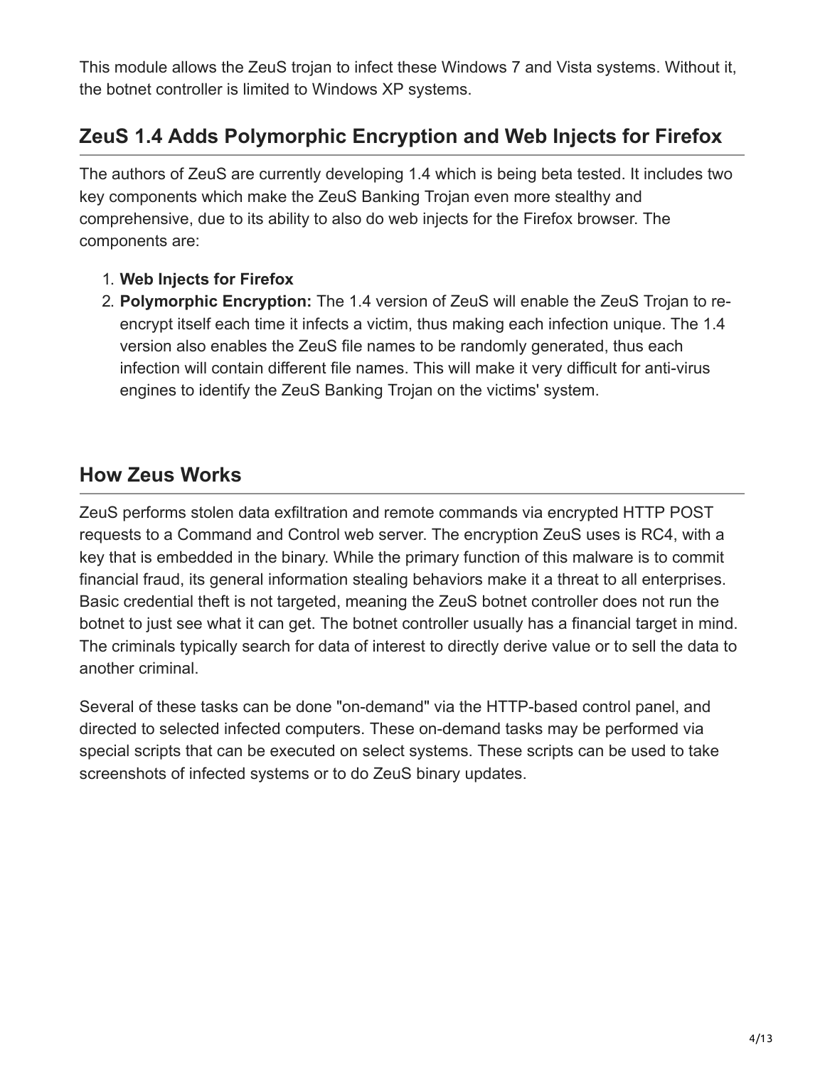This module allows the ZeuS trojan to infect these Windows 7 and Vista systems. Without it, the botnet controller is limited to Windows XP systems.

## ZeuS 1.4 Adds Polymorphic Encryption and Web Injects for Firefox

The authors of ZeuS are currently developing 1.4 which is being beta tested. It includes two key components which make the ZeuS Banking Trojan even more stealthy and comprehensive, due to its ability to also do web injects for the Firefox browser. The components are:

1. **Web Injects for Firefox**
2. **Polymorphic Encryption:** The 1.4 version of ZeuS will enable the ZeuS Trojan to re-encrypt itself each time it infects a victim, thus making each infection unique. The 1.4 version also enables the ZeuS file names to be randomly generated, thus each infection will contain different file names. This will make it very difficult for anti-virus engines to identify the ZeuS Banking Trojan on the victims' system.

## How Zeus Works

ZeuS performs stolen data exfiltration and remote commands via encrypted HTTP POST requests to a Command and Control web server. The encryption ZeuS uses is RC4, with a key that is embedded in the binary. While the primary function of this malware is to commit financial fraud, its general information stealing behaviors make it a threat to all enterprises. Basic credential theft is not targeted, meaning the ZeuS botnet controller does not run the botnet to just see what it can get. The botnet controller usually has a financial target in mind. The criminals typically search for data of interest to directly derive value or to sell the data to another criminal.

Several of these tasks can be done "on-demand" via the HTTP-based control panel, and directed to selected infected computers. These on-demand tasks may be performed via special scripts that can be executed on select systems. These scripts can be used to take screenshots of infected systems or to do ZeuS binary updates.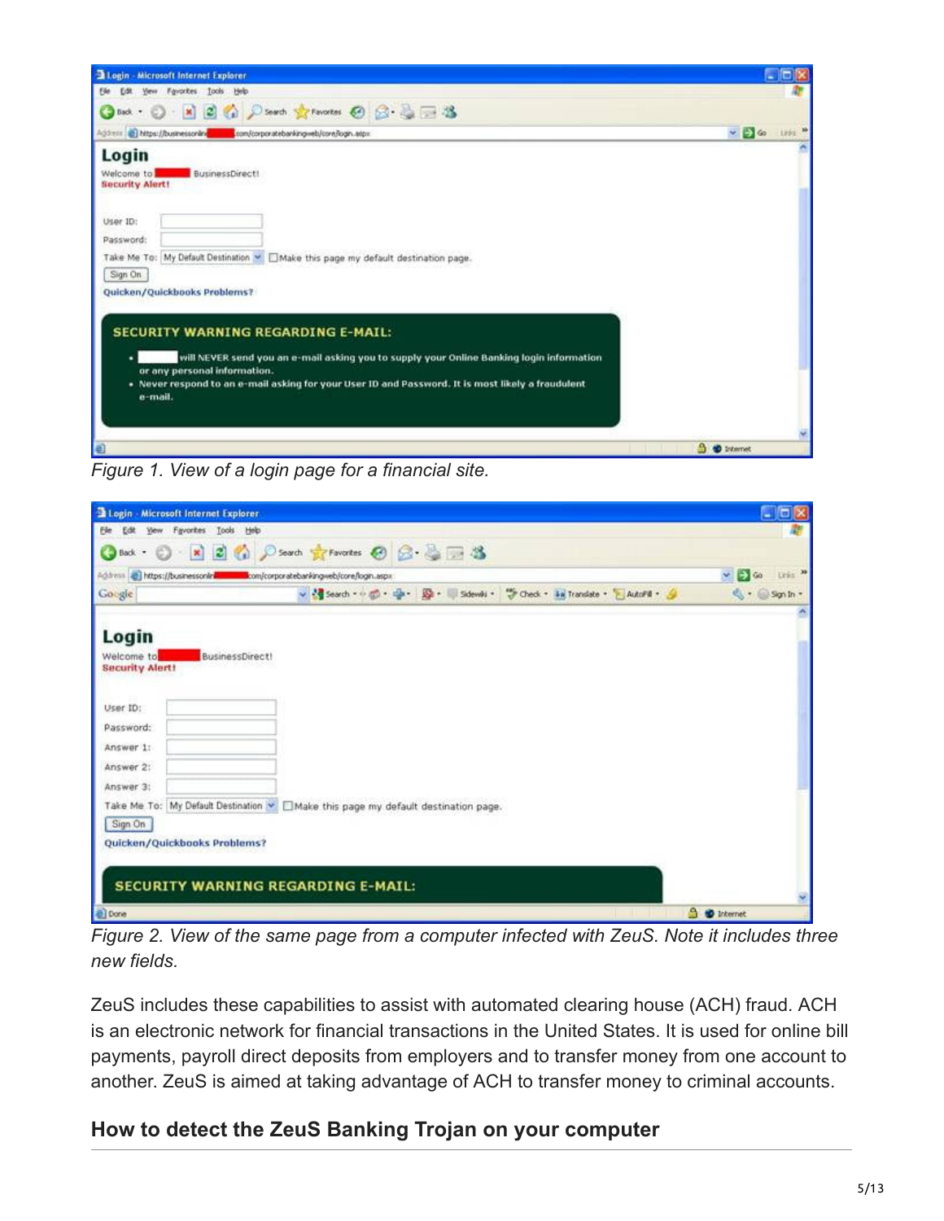Figure 1. View of a login page for a financial site.

Figure 2. View of the same page from a computer infected with ZeuS. Note it includes three new fields.

ZeuS includes these capabilities to assist with automated clearing house (ACH) fraud. ACH is an electronic network for financial transactions in the United States. It is used for online bill payments, payroll direct deposits from employers and to transfer money from one account to another. ZeuS is aimed at taking advantage of ACH to transfer money to criminal accounts.

## How to detect the ZeuS Banking Trojan on your computer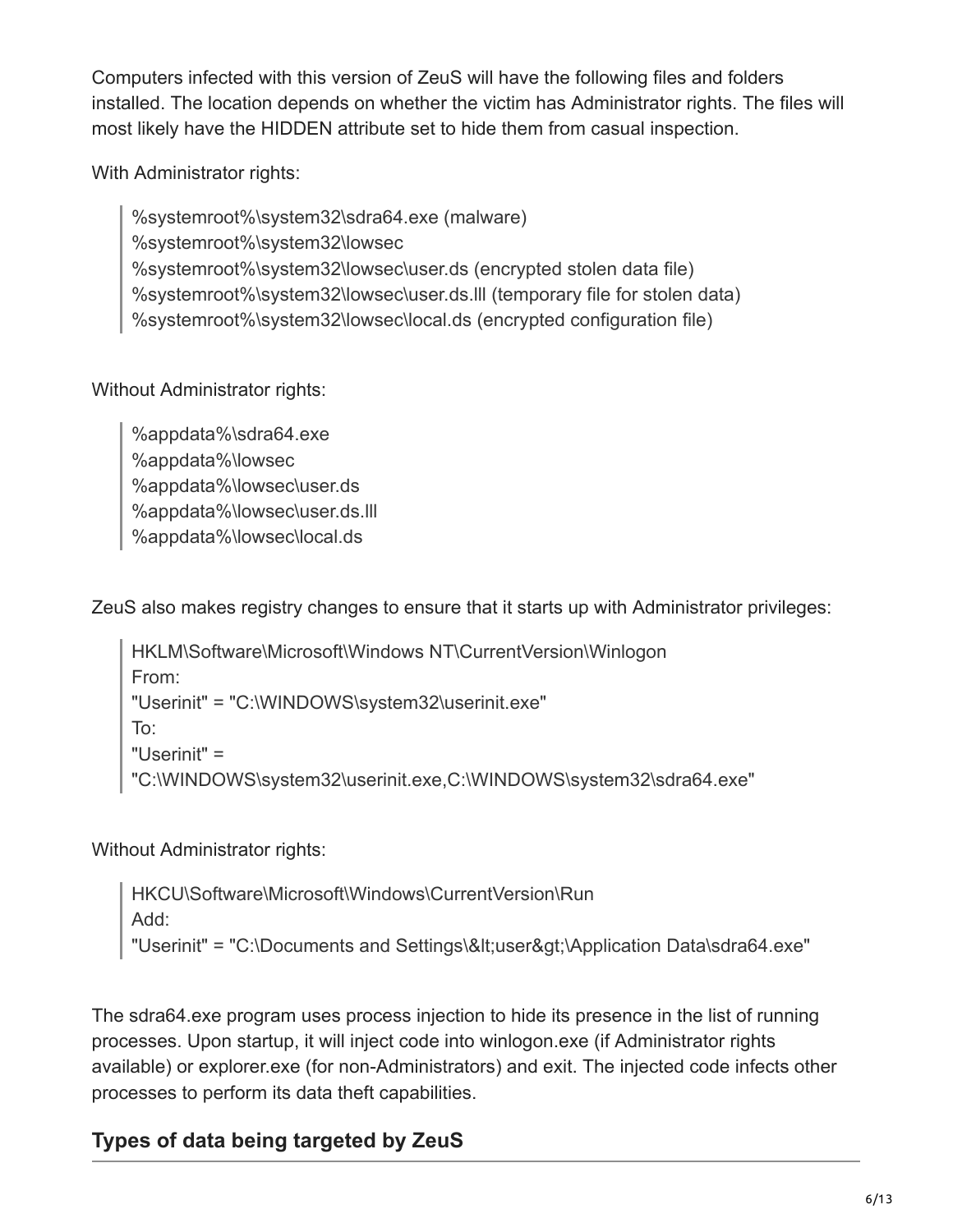Computers infected with this version of ZeuS will have the following files and folders installed. The location depends on whether the victim has Administrator rights. The files will most likely have the HIDDEN attribute set to hide them from casual inspection.

With Administrator rights:

> %systemroot%\system32\sdra64.exe (malware)
> %systemroot%\system32\lowsec
> %systemroot%\system32\lowsec\user.ds (encrypted stolen data file)
> %systemroot%\system32\lowsec\user.ds.lll (temporary file for stolen data)
> %systemroot%\system32\lowsec\local.ds (encrypted configuration file)

Without Administrator rights:

> %appdata%\sdra64.exe
> %appdata%\lowsec
> %appdata%\lowsec\user.ds
> %appdata%\lowsec\user.ds.lll
> %appdata%\lowsec\local.ds

ZeuS also makes registry changes to ensure that it starts up with Administrator privileges:

> HKLM\Software\Microsoft\Windows NT\CurrentVersion\Winlogon
> From:
> "Userinit" = "C:\WINDOWS\system32\userinit.exe"
> To:
> "Userinit" =
> "C:\WINDOWS\system32\userinit.exe,C:\WINDOWS\system32\sdra64.exe"

Without Administrator rights:

> HKCU\Software\Microsoft\Windows\CurrentVersion\Run
> Add:
> "Userinit" = "C:\Documents and Settings\&lt;user&gt;\Application Data\sdra64.exe"

The sdra64.exe program uses process injection to hide its presence in the list of running processes. Upon startup, it will inject code into winlogon.exe (if Administrator rights available) or explorer.exe (for non-Administrators) and exit. The injected code infects other processes to perform its data theft capabilities.

## Types of data being targeted by ZeuS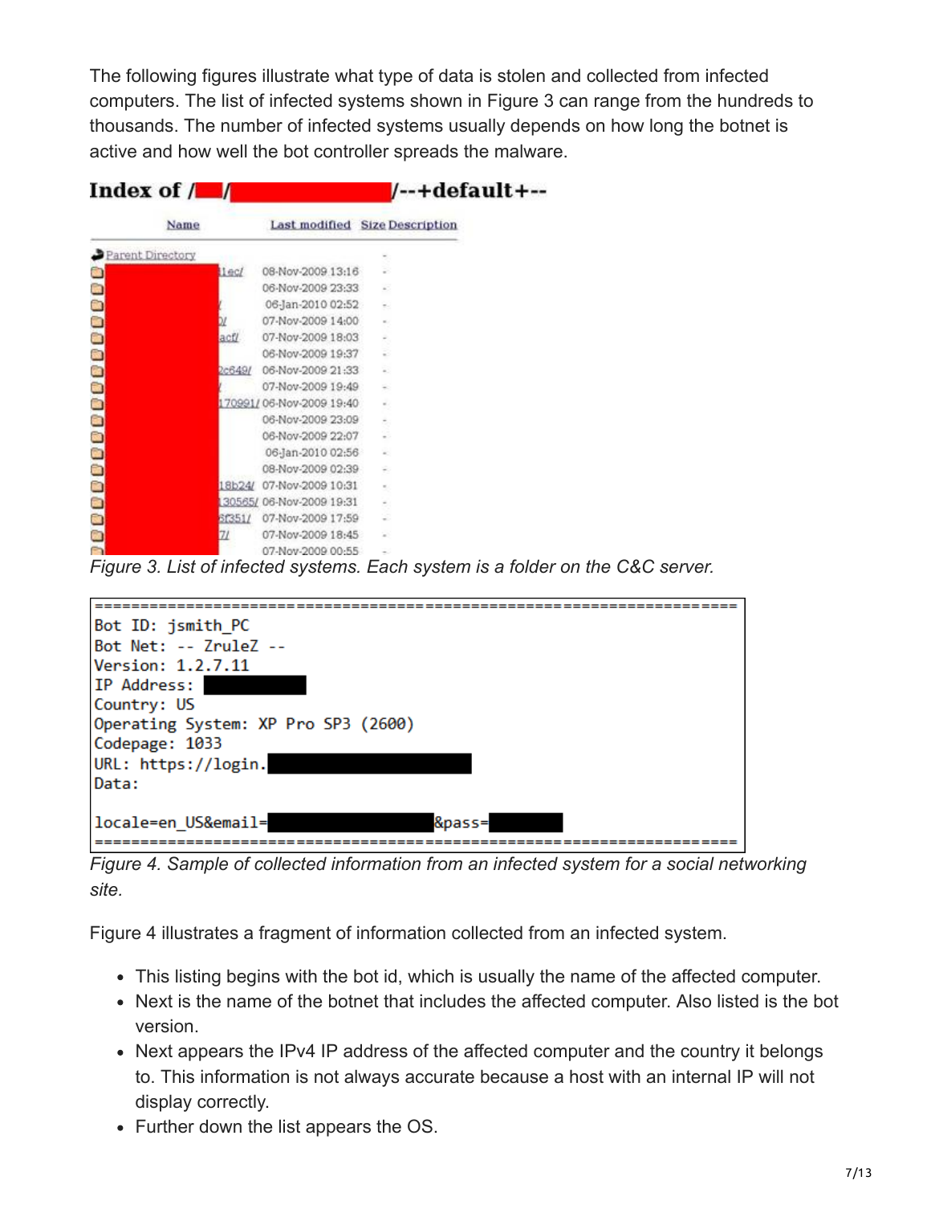The following figures illustrate what type of data is stolen and collected from infected computers. The list of infected systems shown in Figure 3 can range from the hundreds to thousands. The number of infected systems usually depends on how long the botnet is active and how well the bot controller spreads the malware.

Figure 3. List of infected systems. Each system is a folder on the C&C server.

```
======================================================================
Bot ID: jsmith_PC
Bot Net: -- ZruleZ --
Version: 1.2.7.11
IP Address:
Country: US
Operating System: XP Pro SP3 (2600)
Codepage: 1033
URL: https://login.
Data:

locale=en_US&email=                    &pass=
======================================================================
```

Figure 4. Sample of collected information from an infected system for a social networking site.

Figure 4 illustrates a fragment of information collected from an infected system.

- This listing begins with the bot id, which is usually the name of the affected computer.
- Next is the name of the botnet that includes the affected computer. Also listed is the bot version.
- Next appears the IPv4 IP address of the affected computer and the country it belongs to. This information is not always accurate because a host with an internal IP will not display correctly.
- Further down the list appears the OS.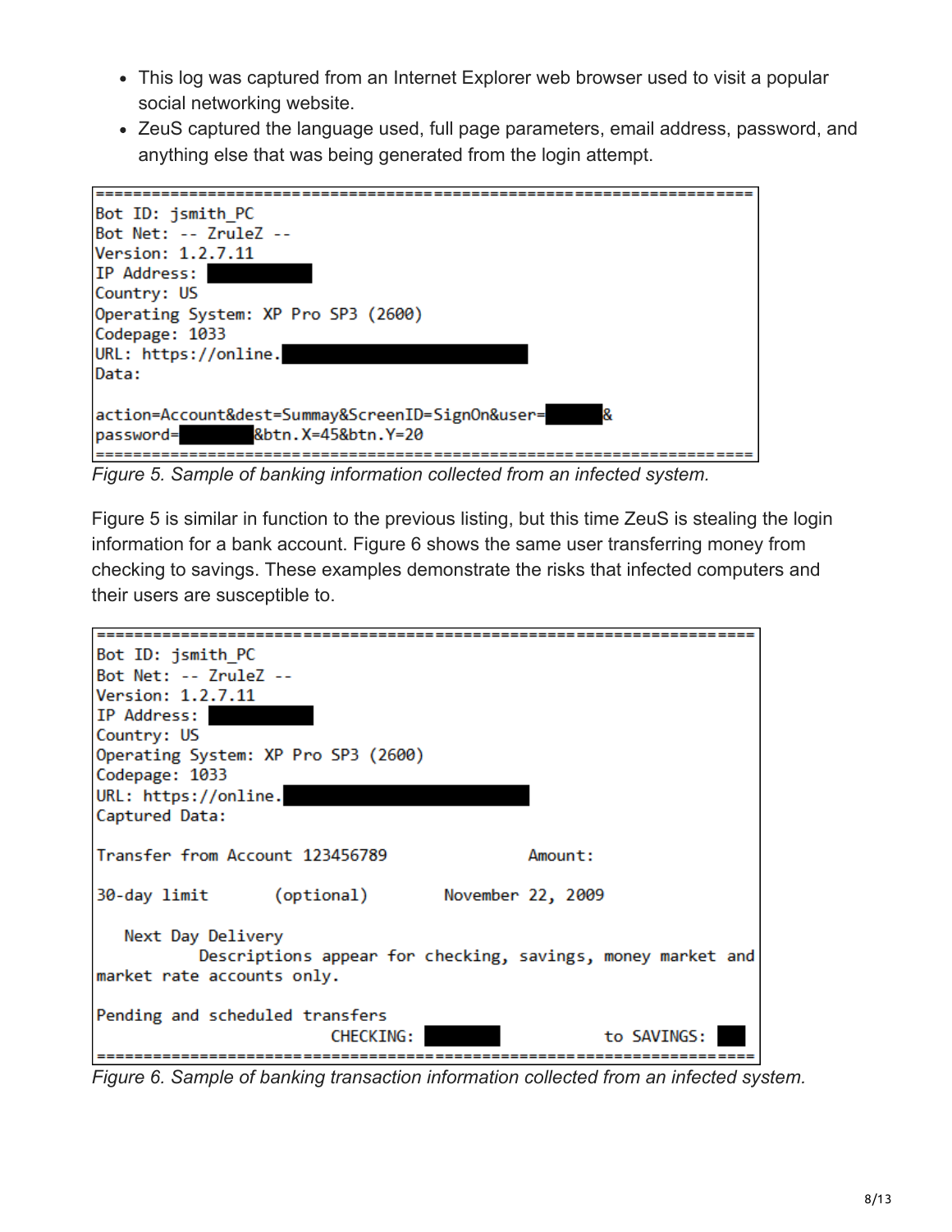- This log was captured from an Internet Explorer web browser used to visit a popular social networking website.
- ZeuS captured the language used, full page parameters, email address, password, and anything else that was being generated from the login attempt.

```
=======================================================================
Bot ID: jsmith_PC
Bot Net: -- ZruleZ --
Version: 1.2.7.11
IP Address: 
Country: US
Operating System: XP Pro SP3 (2600)
Codepage: 1033
URL: https://online.
Data:

action=Account&dest=Summay&ScreenID=SignOn&user=          &
password=          &btn.X=45&btn.Y=20
=======================================================================
```

*Figure 5. Sample of banking information collected from an infected system.*

Figure 5 is similar in function to the previous listing, but this time ZeuS is stealing the login information for a bank account. Figure 6 shows the same user transferring money from checking to savings. These examples demonstrate the risks that infected computers and their users are susceptible to.

```
=======================================================================
Bot ID: jsmith_PC
Bot Net: -- ZruleZ --
Version: 1.2.7.11
IP Address: 
Country: US
Operating System: XP Pro SP3 (2600)
Codepage: 1033
URL: https://online.
Captured Data:

Transfer from Account 123456789              Amount:

30-day limit      (optional)        November 22, 2009

   Next Day Delivery
           Descriptions appear for checking, savings, money market and
market rate accounts only.

Pending and scheduled transfers
                          CHECKING:                to SAVINGS: 
=======================================================================
```

*Figure 6. Sample of banking transaction information collected from an infected system.*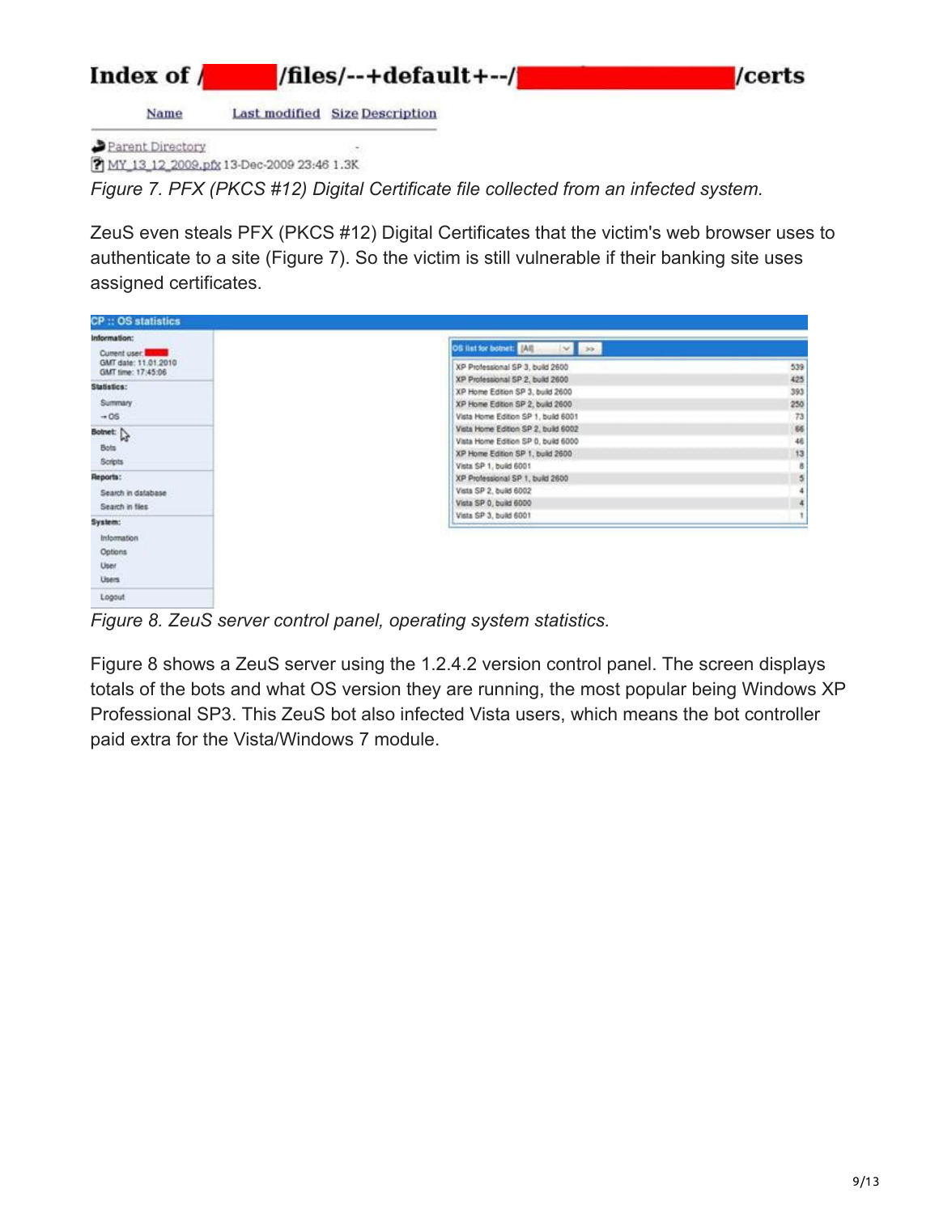# Index of /[redacted]/files/--+default+--/[redacted]/certs

| Name | Last modified | Size | Description |
|---|---|---|---|
| Parent Directory | | - | |
| MY_13_12_2009.pfx | 13-Dec-2009 23:46 | 1.3K | |

*Figure 7. PFX (PKCS #12) Digital Certificate file collected from an infected system.*

ZeuS even steals PFX (PKCS #12) Digital Certificates that the victim's web browser uses to authenticate to a site (Figure 7). So the victim is still vulnerable if their banking site uses assigned certificates.

**CP :: OS statistics**

**Information:**
- Current user: [redacted]
- GMT date: 11.01.2010
- GMT time: 17:45:06

**Statistics:**
- Summary
- → OS

**Botnet:**
- Bots
- Scripts

**Reports:**
- Search in database
- Search in files

**System:**
- Information
- Options
- User
- Users

Logout

OS list for botnet: [All]

| OS | Count |
|---|---|
| XP Professional SP 3, build 2600 | 539 |
| XP Professional SP 2, build 2600 | 425 |
| XP Home Edition SP 3, build 2600 | 393 |
| XP Home Edition SP 2, build 2600 | 250 |
| Vista Home Edition SP 1, build 6001 | 73 |
| Vista Home Edition SP 2, build 6002 | 66 |
| Vista Home Edition SP 0, build 6000 | 46 |
| XP Home Edition SP 1, build 2600 | 13 |
| Vista SP 1, build 6001 | 8 |
| XP Professional SP 1, build 2600 | 5 |
| Vista SP 2, build 6002 | 4 |
| Vista SP 0, build 6000 | 4 |
| Vista SP 3, build 6001 | 1 |

*Figure 8. ZeuS server control panel, operating system statistics.*

Figure 8 shows a ZeuS server using the 1.2.4.2 version control panel. The screen displays totals of the bots and what OS version they are running, the most popular being Windows XP Professional SP3. This ZeuS bot also infected Vista users, which means the bot controller paid extra for the Vista/Windows 7 module.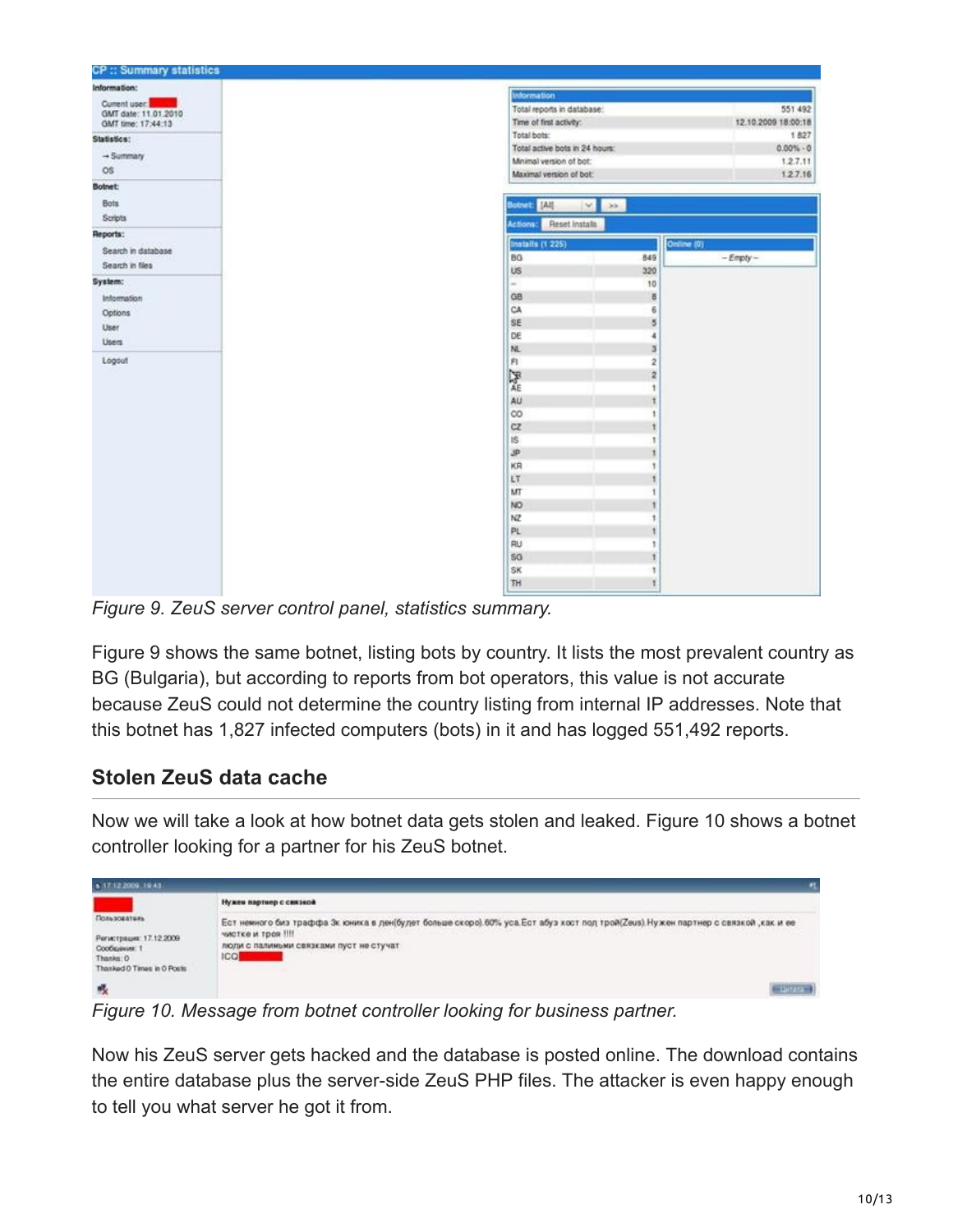Figure 9. ZeuS server control panel, statistics summary.

Figure 9 shows the same botnet, listing bots by country. It lists the most prevalent country as BG (Bulgaria), but according to reports from bot operators, this value is not accurate because ZeuS could not determine the country listing from internal IP addresses. Note that this botnet has 1,827 infected computers (bots) in it and has logged 551,492 reports.

## Stolen ZeuS data cache

Now we will take a look at how botnet data gets stolen and leaked. Figure 10 shows a botnet controller looking for a partner for his ZeuS botnet.

Figure 10. Message from botnet controller looking for business partner.

Now his ZeuS server gets hacked and the database is posted online. The download contains the entire database plus the server-side ZeuS PHP files. The attacker is even happy enough to tell you what server he got it from.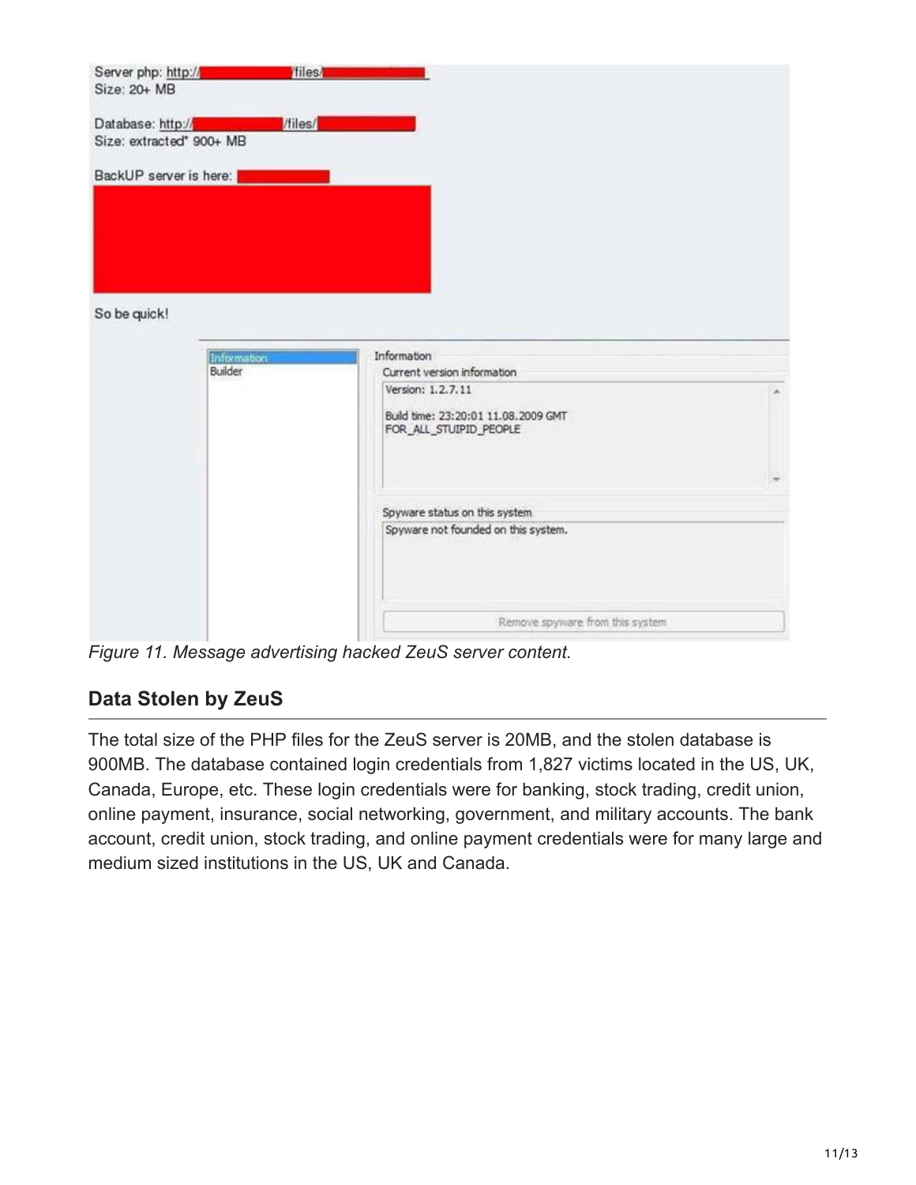Server php: http://[redacted]/files/[redacted]
Size: 20+ MB

Database: http://[redacted]/files/[redacted]
Size: extracted* 900+ MB

BackUP server is here: [redacted]

So be quick!

Information
Builder

Information
Current version information
Version: 1.2.7.11

Build time: 23:20:01 11.08.2009 GMT
FOR_ALL_STUIPID_PEOPLE

Spyware status on this system
Spyware not founded on this system.

Remove spyware from this system

*Figure 11. Message advertising hacked ZeuS server content.*

## Data Stolen by ZeuS

The total size of the PHP files for the ZeuS server is 20MB, and the stolen database is 900MB. The database contained login credentials from 1,827 victims located in the US, UK, Canada, Europe, etc. These login credentials were for banking, stock trading, credit union, online payment, insurance, social networking, government, and military accounts. The bank account, credit union, stock trading, and online payment credentials were for many large and medium sized institutions in the US, UK and Canada.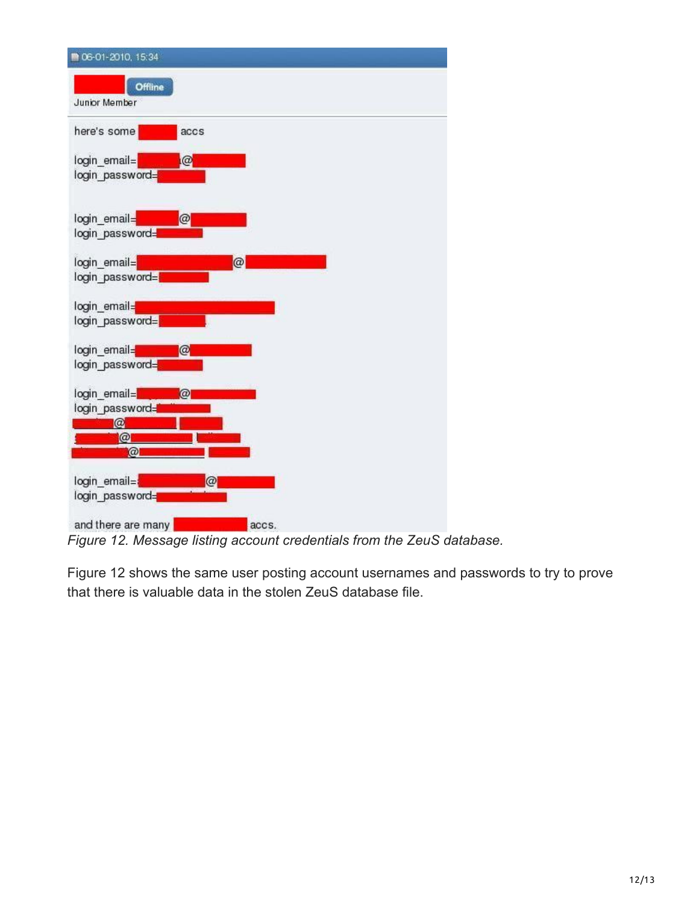*Figure 12. Message listing account credentials from the ZeuS database.*

Figure 12 shows the same user posting account usernames and passwords to try to prove that there is valuable data in the stolen ZeuS database file.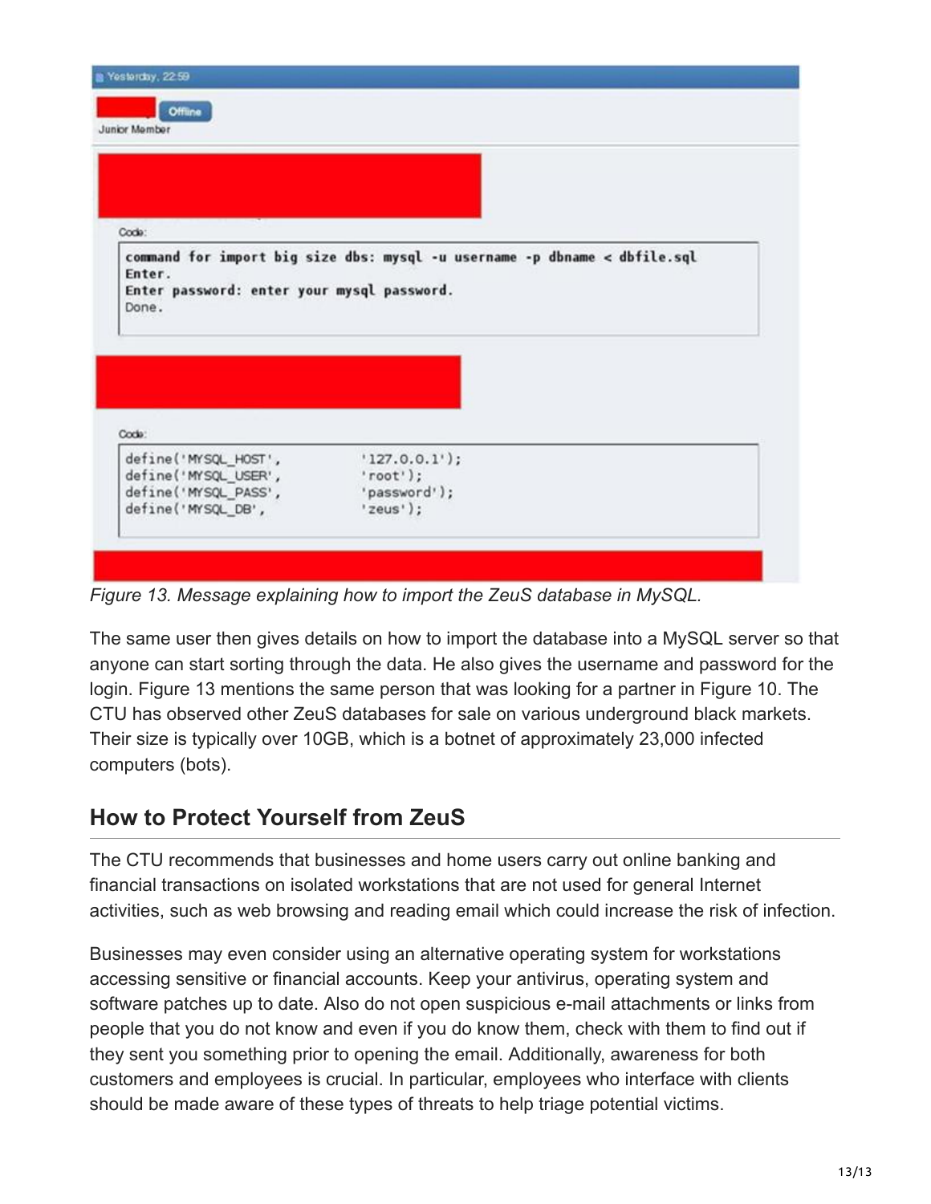Yesterday, 22:59

Offline

Junior Member

Code:

```
command for import big size dbs: mysql -u username -p dbname < dbfile.sql
Enter.
Enter password: enter your mysql password.
Done.
```

Code:

```
define('MYSQL_HOST',          '127.0.0.1');
define('MYSQL_USER',          'root');
define('MYSQL_PASS',          'password');
define('MYSQL_DB',            'zeus');
```

*Figure 13. Message explaining how to import the ZeuS database in MySQL.*

The same user then gives details on how to import the database into a MySQL server so that anyone can start sorting through the data. He also gives the username and password for the login. Figure 13 mentions the same person that was looking for a partner in Figure 10. The CTU has observed other ZeuS databases for sale on various underground black markets. Their size is typically over 10GB, which is a botnet of approximately 23,000 infected computers (bots).

## How to Protect Yourself from ZeuS

The CTU recommends that businesses and home users carry out online banking and financial transactions on isolated workstations that are not used for general Internet activities, such as web browsing and reading email which could increase the risk of infection.

Businesses may even consider using an alternative operating system for workstations accessing sensitive or financial accounts. Keep your antivirus, operating system and software patches up to date. Also do not open suspicious e-mail attachments or links from people that you do not know and even if you do know them, check with them to find out if they sent you something prior to opening the email. Additionally, awareness for both customers and employees is crucial. In particular, employees who interface with clients should be made aware of these types of threats to help triage potential victims.